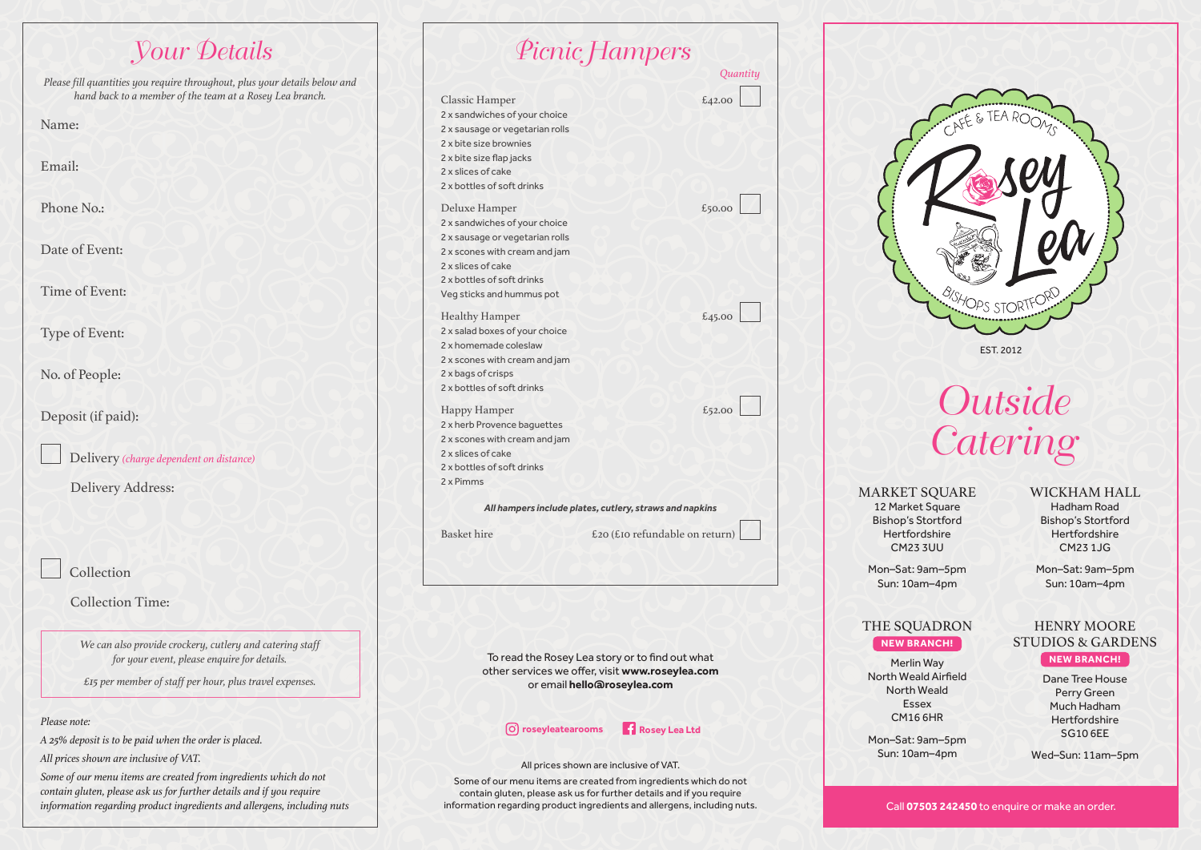# Your Details

*Please fill quantities you require throughout, plus your details below and hand back to a member of the team at a Rosey Lea branch.*

Name:

Email:

Phone No.:

Date of Event:

Time of Event:

Type of Event:

No. of People:

Deposit (if paid):

☐ Delivery *(charge dependent on distance)*

Delivery Address:

☐ Collection

Collection Time:

*We can also provide crockery, cutlery and catering staff for your event, please enquire for details.*

*£15 per member of staff per hour, plus travel expenses.*

*Please note:*

*A 25% deposit is to be paid when the order is placed.*

*All prices shown are inclusive of VAT.*

*Some of our menu items are created from ingredients which do not contain gluten, please ask us for further details and if you require information regarding product ingredients and allergens, including nuts*

# Picnic Hampers

*Quantity*

**Classic Hamper** — £42.00 ☐
- 2 x sandwiches of your choice
- 2 x sausage or vegetarian rolls
- 2 x bite size brownies
- 2 x bite size flap jacks
- 2 x slices of cake
- 2 x bottles of soft drinks

**Deluxe Hamper** — £50.00 ☐
- 2 x sandwiches of your choice
- 2 x sausage or vegetarian rolls
- 2 x scones with cream and jam
- 2 x slices of cake
- 2 x bottles of soft drinks
- Veg sticks and hummus pot

**Healthy Hamper** — £45.00 ☐
- 2 x salad boxes of your choice
- 2 x homemade coleslaw
- 2 x scones with cream and jam
- 2 x bags of crisps
- 2 x bottles of soft drinks

**Happy Hamper** — £52.00 ☐
- 2 x herb Provence baguettes
- 2 x scones with cream and jam
- 2 x slices of cake
- 2 x bottles of soft drinks
- 2 x Pimms

***All hampers include plates, cutlery, straws and napkins***

Basket hire — £20 (£10 refundable on return) ☐

To read the Rosey Lea story or to find out what other services we offer, visit **www.roseylea.com** or email **hello@roseylea.com**

**roseyleatearooms** **Rosey Lea Ltd**

All prices shown are inclusive of VAT.

Some of our menu items are created from ingredients which do not contain gluten, please ask us for further details and if you require information regarding product ingredients and allergens, including nuts.

CAFÉ & TEA ROOMS
Rosey Lea
BISHOPS STORTFORD
EST. 2012

# Outside Catering

**MARKET SQUARE**
12 Market Square
Bishop's Stortford
Hertfordshire
CM23 3UU

Mon–Sat: 9am–5pm
Sun: 10am–4pm

**WICKHAM HALL**
Hadham Road
Bishop's Stortford
Hertfordshire
CM23 1JG

Mon–Sat: 9am–5pm
Sun: 10am–4pm

**THE SQUADRON**
**NEW BRANCH!**
Merlin Way
North Weald Airfield
North Weald
Essex
CM16 6HR

Mon–Sat: 9am–5pm
Sun: 10am–4pm

**HENRY MOORE STUDIOS & GARDENS**
**NEW BRANCH!**
Dane Tree House
Perry Green
Much Hadham
Hertfordshire
SG10 6EE

Wed–Sun: 11am–5pm

Call **07503 242450** to enquire or make an order.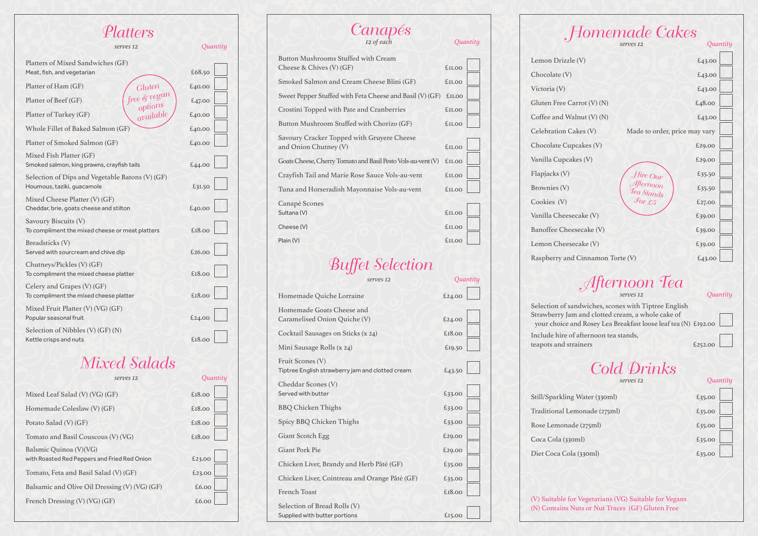## Platters

*serves 12*

| | Price | Quantity |
|---|---|---|
| Platters of Mixed Sandwiches (GF)<br>Meat, fish, and vegetarian | £68.50 | |
| Platter of Ham (GF) | £40.00 | |
| Platter of Beef (GF) | £47.00 | |
| Platter of Turkey (GF) | £40.00 | |
| Whole Fillet of Baked Salmon (GF) | £40.00 | |
| Platter of Smoked Salmon (GF) | £40.00 | |
| Mixed Fish Platter (GF)<br>Smoked salmon, king prawns, crayfish tails | £44.00 | |
| Selection of Dips and Vegetable Batons (V) (GF)<br>Houmous, taziki, guacamole | £31.50 | |
| Mixed Cheese Platter (V) (GF)<br>Cheddar, brie, goats cheese and stilton | £40.00 | |
| Savoury Biscuits (V)<br>To compliment the mixed cheese or meat platters | £18.00 | |
| Breadsticks (V)<br>Served with sourcream and chive dip | £26.00 | |
| Chutneys/Pickles (V) (GF)<br>To compliment the mixed cheese platter | £18.00 | |
| Celery and Grapes (V) (GF)<br>To compliment the mixed cheese platter | £18.00 | |
| Mixed Fruit Platter (V) (VG) (GF)<br>Popular seasonal fruit | £24.00 | |
| Selection of Nibbles (V) (GF) (N)<br>Kettle crisps and nuts | £18.00 | |

*Gluten free & vegan options available*

## Mixed Salads

*serves 12*

| | Price | Quantity |
|---|---|---|
| Mixed Leaf Salad (V) (VG) (GF) | £18.00 | |
| Homemade Coleslaw (V) (GF) | £18.00 | |
| Potato Salad (V) (GF) | £18.00 | |
| Tomato and Basil Couscous (V) (VG) | £18.00 | |
| Balsmic Quinoa (V)(VG)<br>with Roasted Red Peppers and Fried Red Onion | £23.00 | |
| Tomato, Feta and Basil Salad (V) (GF) | £23.00 | |
| Balsamic and Olive Oil Dressing (V) (VG) (GF) | £6.00 | |
| French Dressing (V) (VG) (GF) | £6.00 | |

## Canapés

*12 of each*

| | Price | Quantity |
|---|---|---|
| Button Mushrooms Stuffed with Cream Cheese & Chives (V) (GF) | £11.00 | |
| Smoked Salmon and Cream Cheese Blini (GF) | £11.00 | |
| Sweet Pepper Stuffed with Feta Cheese and Basil (V) (GF) | £11.00 | |
| Crostini Topped with Pate and Cranberries | £11.00 | |
| Button Mushroom Stuffed with Chorizo (GF) | £11.00 | |
| Savoury Cracker Topped with Gruyere Cheese and Onion Chutney (V) | £11.00 | |
| Goats Cheese, Cherry Tomato and Basil Pesto Vols-au-vent (V) | £11.00 | |
| Crayfish Tail and Marie Rose Sauce Vols-au-vent | £11.00 | |
| Tuna and Horseradish Mayonnaise Vols-au-vent | £11.00 | |
| Canapé Scones<br>Sultana (V) | £11.00 | |
| Cheese (V) | £11.00 | |
| Plain (V) | £11.00 | |

## Buffet Selection

*serves 12*

| | Price | Quantity |
|---|---|---|
| Homemade Quiche Lorraine | £24.00 | |
| Homemade Goats Cheese and Caramelised Onion Quiche (V) | £24.00 | |
| Cocktail Sausages on Sticks (x 24) | £18.00 | |
| Mini Sausage Rolls (x 24) | £19.50 | |
| Fruit Scones (V)<br>Tiptree English strawberry jam and clotted cream | £43.50 | |
| Cheddar Scones (V)<br>Served with butter | £33.00 | |
| BBQ Chicken Thighs | £33.00 | |
| Spicy BBQ Chicken Thighs | £33.00 | |
| Giant Scotch Egg | £29.00 | |
| Giant Pork Pie | £29.00 | |
| Chicken Liver, Brandy and Herb Pâté (GF) | £35.00 | |
| Chicken Liver, Cointreau and Orange Pâté (GF) | £35.00 | |
| French Toast | £18.00 | |
| Selection of Bread Rolls (V)<br>Supplied with butter portions | £15.00 | |

## Homemade Cakes

*serves 12*

| | Price | Quantity |
|---|---|---|
| Lemon Drizzle (V) | £43.00 | |
| Chocolate (V) | £43.00 | |
| Victoria (V) | £43.00 | |
| Gluten Free Carrot (V) (N) | £48.00 | |
| Coffee and Walnut (V) (N) | £43.00 | |
| Celebration Cakes (V) | Made to order, price may vary | |
| Chocolate Cupcakes (V) | £29.00 | |
| Vanilla Cupcakes (V) | £29.00 | |
| Flapjacks (V) | £35.50 | |
| Brownies (V) | £35.50 | |
| Cookies (V) | £27.00 | |
| Vanilla Cheesecake (V) | £39.00 | |
| Banoffee Cheesecake (V) | £39.00 | |
| Lemon Cheesecake (V) | £39.00 | |
| Raspberry and Cinnamon Torte (V) | £43.00 | |

*Hire Our Afternoon Tea Stands For £5*

## Afternoon Tea

*serves 12*

| | Price | Quantity |
|---|---|---|
| Selection of sandwiches, scones with Tiptree English Strawberry Jam and clotted cream, a whole cake of your choice and Rosey Lea Breakfast loose leaf tea (N) | £192.00 | |
| Include hire of afternoon tea stands, teapots and strainers | £252.00 | |

## Cold Drinks

*serves 12*

| | Price | Quantity |
|---|---|---|
| Still/Sparkling Water (330ml) | £35.00 | |
| Traditional Lemonade (275ml) | £35.00 | |
| Rose Lemonade (275ml) | £35.00 | |
| Coca Cola (330ml) | £35.00 | |
| Diet Coca Cola (330ml) | £35.00 | |

(V) Suitable for Vegetarians (VG) Suitable for Vegans
(N) Contains Nuts or Nut Traces (GF) Gluten Free